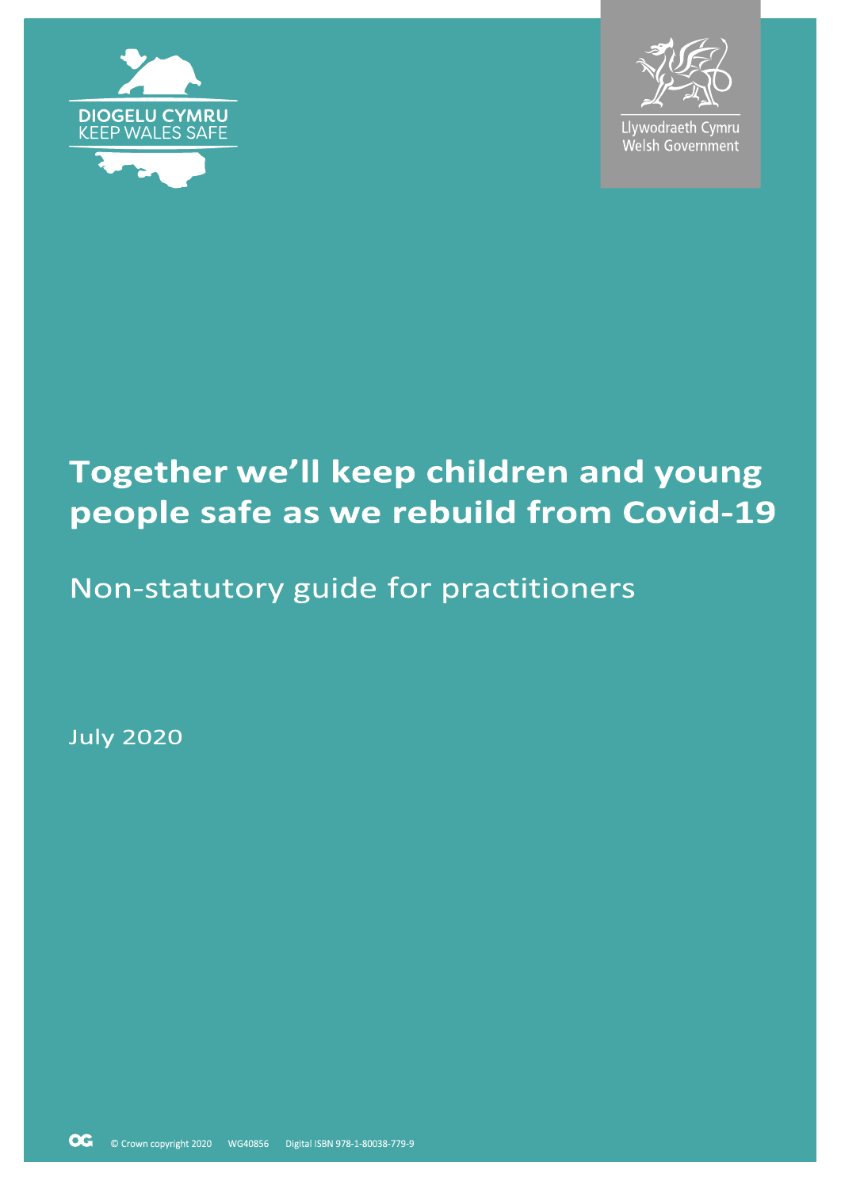DIOGELU CYMRU
KEEP WALES SAFE

Llywodraeth Cymru
Welsh Government

# Together we'll keep children and young people safe as we rebuild from Covid-19

## Non-statutory guide for practitioners

July 2020

© Crown copyright 2020 WG40856 Digital ISBN 978-1-80038-779-9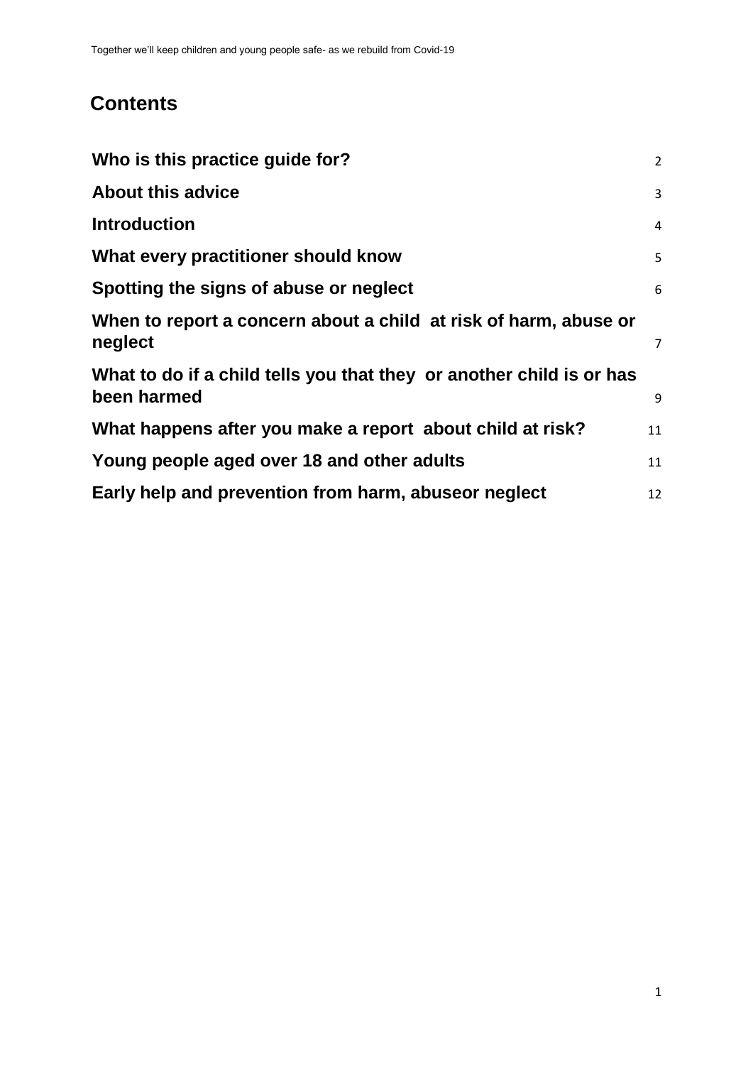## Contents

| | |
|---|---|
| **Who is this practice guide for?** | 2 |
| **About this advice** | 3 |
| **Introduction** | 4 |
| **What every practitioner should know** | 5 |
| **Spotting the signs of abuse or neglect** | 6 |
| **When to report a concern about a child at risk of harm, abuse or neglect** | 7 |
| **What to do if a child tells you that they or another child is or has been harmed** | 9 |
| **What happens after you make a report about child at risk?** | 11 |
| **Young people aged over 18 and other adults** | 11 |
| **Early help and prevention from harm, abuseor neglect** | 12 |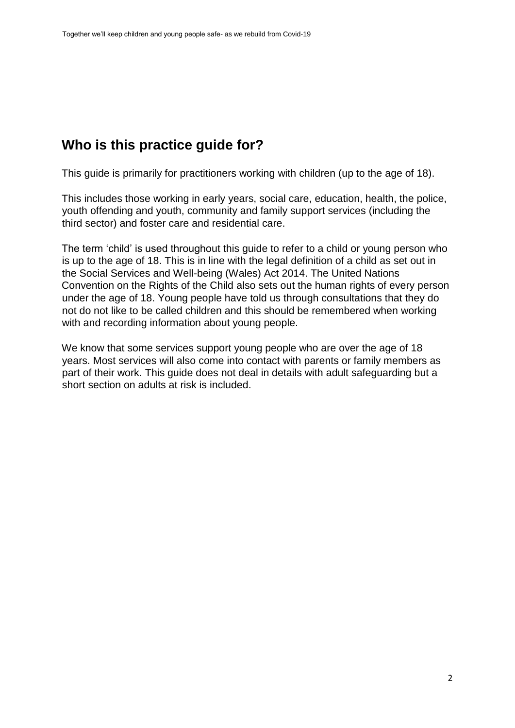## Who is this practice guide for?

This guide is primarily for practitioners working with children (up to the age of 18).

This includes those working in early years, social care, education, health, the police, youth offending and youth, community and family support services (including the third sector) and foster care and residential care.

The term 'child' is used throughout this guide to refer to a child or young person who is up to the age of 18. This is in line with the legal definition of a child as set out in the Social Services and Well-being (Wales) Act 2014. The United Nations Convention on the Rights of the Child also sets out the human rights of every person under the age of 18. Young people have told us through consultations that they do not do not like to be called children and this should be remembered when working with and recording information about young people.

We know that some services support young people who are over the age of 18 years. Most services will also come into contact with parents or family members as part of their work. This guide does not deal in details with adult safeguarding but a short section on adults at risk is included.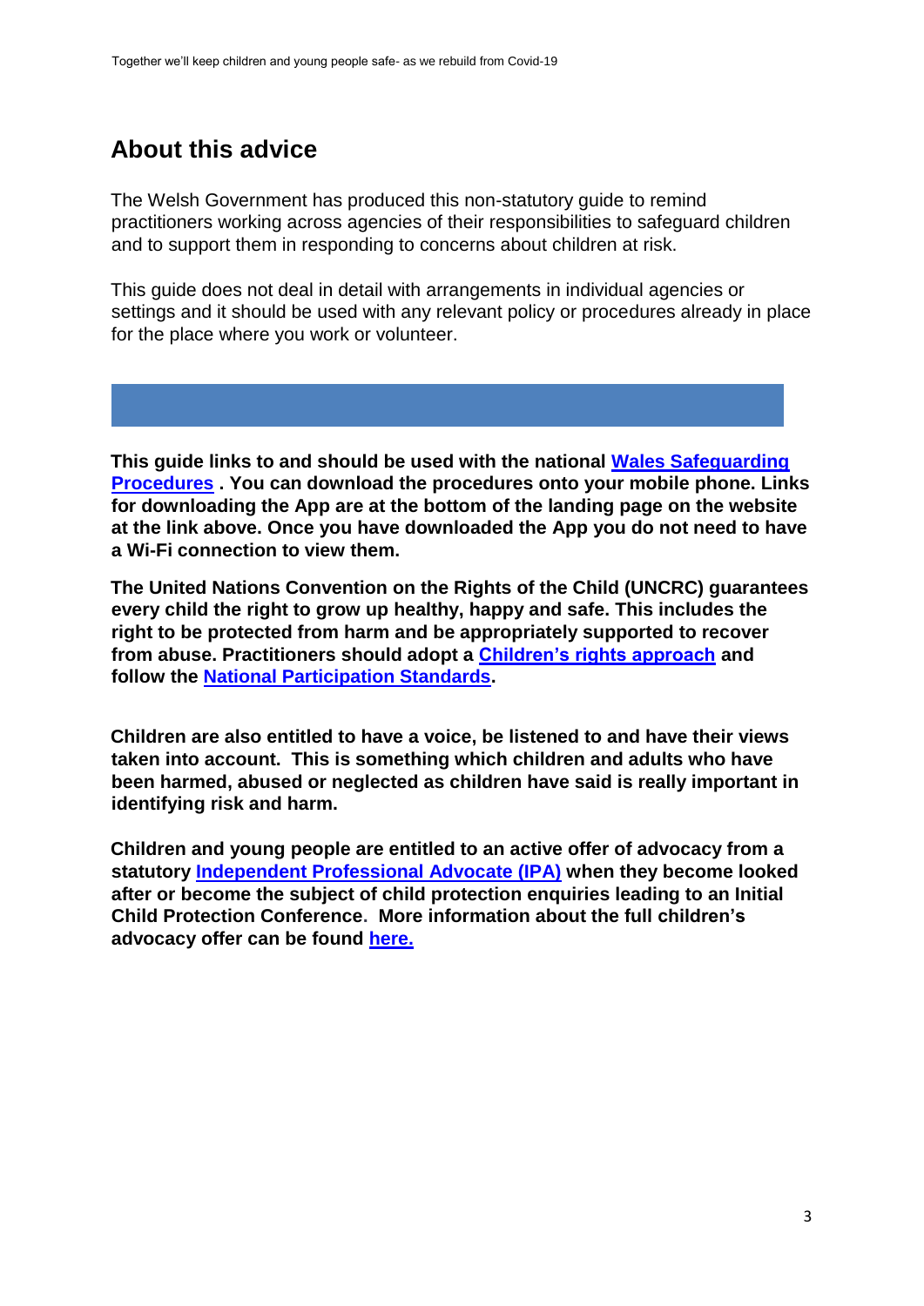## About this advice

The Welsh Government has produced this non-statutory guide to remind practitioners working across agencies of their responsibilities to safeguard children and to support them in responding to concerns about children at risk.

This guide does not deal in detail with arrangements in individual agencies or settings and it should be used with any relevant policy or procedures already in place for the place where you work or volunteer.

**This guide links to and should be used with the national Wales Safeguarding Procedures . You can download the procedures onto your mobile phone. Links for downloading the App are at the bottom of the landing page on the website at the link above. Once you have downloaded the App you do not need to have a Wi-Fi connection to view them.**

**The United Nations Convention on the Rights of the Child (UNCRC) guarantees every child the right to grow up healthy, happy and safe. This includes the right to be protected from harm and be appropriately supported to recover from abuse. Practitioners should adopt a Children's rights approach and follow the National Participation Standards.**

**Children are also entitled to have a voice, be listened to and have their views taken into account. This is something which children and adults who have been harmed, abused or neglected as children have said is really important in identifying risk and harm.**

**Children and young people are entitled to an active offer of advocacy from a statutory Independent Professional Advocate (IPA) when they become looked after or become the subject of child protection enquiries leading to an Initial Child Protection Conference. More information about the full children's advocacy offer can be found here.**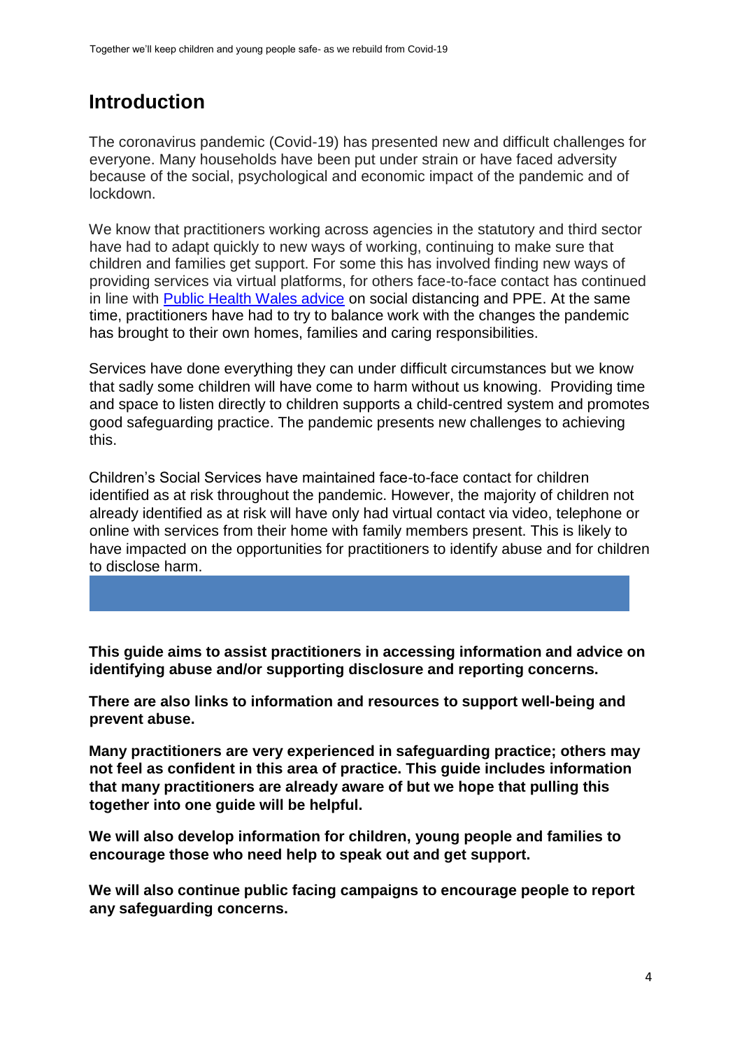## Introduction

The coronavirus pandemic (Covid-19) has presented new and difficult challenges for everyone. Many households have been put under strain or have faced adversity because of the social, psychological and economic impact of the pandemic and of lockdown.

We know that practitioners working across agencies in the statutory and third sector have had to adapt quickly to new ways of working, continuing to make sure that children and families get support. For some this has involved finding new ways of providing services via virtual platforms, for others face-to-face contact has continued in line with [Public Health Wales advice](#) on social distancing and PPE. At the same time, practitioners have had to try to balance work with the changes the pandemic has brought to their own homes, families and caring responsibilities.

Services have done everything they can under difficult circumstances but we know that sadly some children will have come to harm without us knowing. Providing time and space to listen directly to children supports a child-centred system and promotes good safeguarding practice. The pandemic presents new challenges to achieving this.

Children's Social Services have maintained face-to-face contact for children identified as at risk throughout the pandemic. However, the majority of children not already identified as at risk will have only had virtual contact via video, telephone or online with services from their home with family members present. This is likely to have impacted on the opportunities for practitioners to identify abuse and for children to disclose harm.

**This guide aims to assist practitioners in accessing information and advice on identifying abuse and/or supporting disclosure and reporting concerns.**

**There are also links to information and resources to support well-being and prevent abuse.**

**Many practitioners are very experienced in safeguarding practice; others may not feel as confident in this area of practice. This guide includes information that many practitioners are already aware of but we hope that pulling this together into one guide will be helpful.**

**We will also develop information for children, young people and families to encourage those who need help to speak out and get support.**

**We will also continue public facing campaigns to encourage people to report any safeguarding concerns.**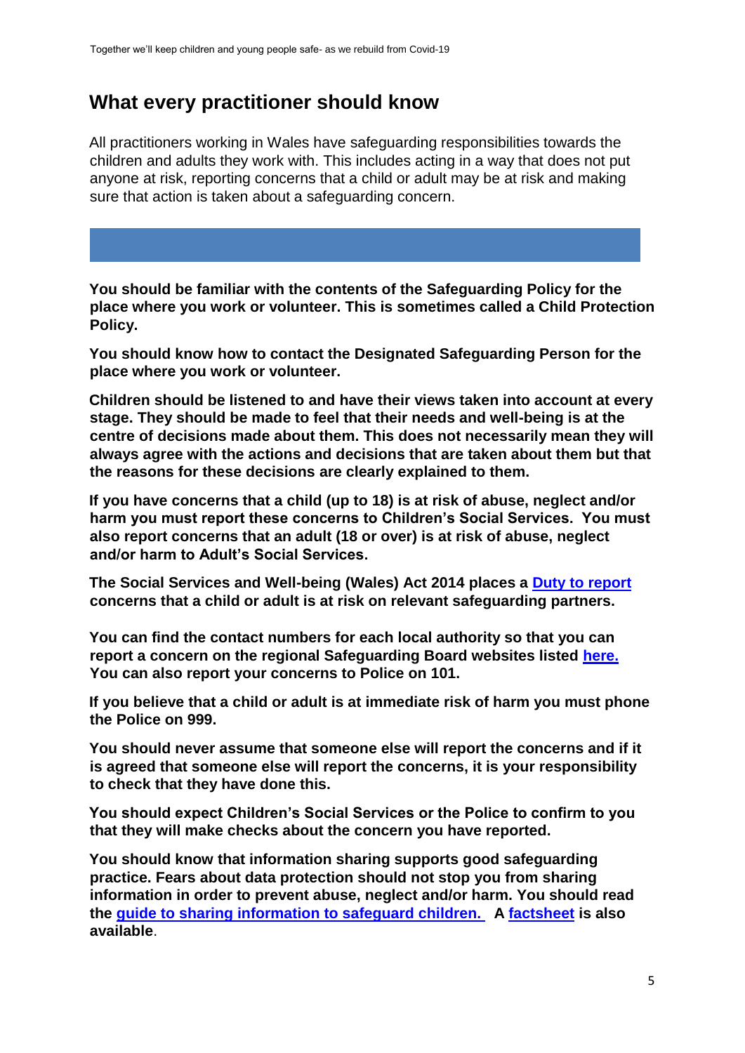## What every practitioner should know

All practitioners working in Wales have safeguarding responsibilities towards the children and adults they work with. This includes acting in a way that does not put anyone at risk, reporting concerns that a child or adult may be at risk and making sure that action is taken about a safeguarding concern.

**You should be familiar with the contents of the Safeguarding Policy for the place where you work or volunteer. This is sometimes called a Child Protection Policy.**

**You should know how to contact the Designated Safeguarding Person for the place where you work or volunteer.**

**Children should be listened to and have their views taken into account at every stage. They should be made to feel that their needs and well-being is at the centre of decisions made about them. This does not necessarily mean they will always agree with the actions and decisions that are taken about them but that the reasons for these decisions are clearly explained to them.**

**If you have concerns that a child (up to 18) is at risk of abuse, neglect and/or harm you must report these concerns to Children's Social Services. You must also report concerns that an adult (18 or over) is at risk of abuse, neglect and/or harm to Adult's Social Services.**

**The Social Services and Well-being (Wales) Act 2014 places a Duty to report concerns that a child or adult is at risk on relevant safeguarding partners.**

**You can find the contact numbers for each local authority so that you can report a concern on the regional Safeguarding Board websites listed here. You can also report your concerns to Police on 101.**

**If you believe that a child or adult is at immediate risk of harm you must phone the Police on 999.**

**You should never assume that someone else will report the concerns and if it is agreed that someone else will report the concerns, it is your responsibility to check that they have done this.**

**You should expect Children's Social Services or the Police to confirm to you that they will make checks about the concern you have reported.**

**You should know that information sharing supports good safeguarding practice. Fears about data protection should not stop you from sharing information in order to prevent abuse, neglect and/or harm. You should read the guide to sharing information to safeguard children. A factsheet is also available**.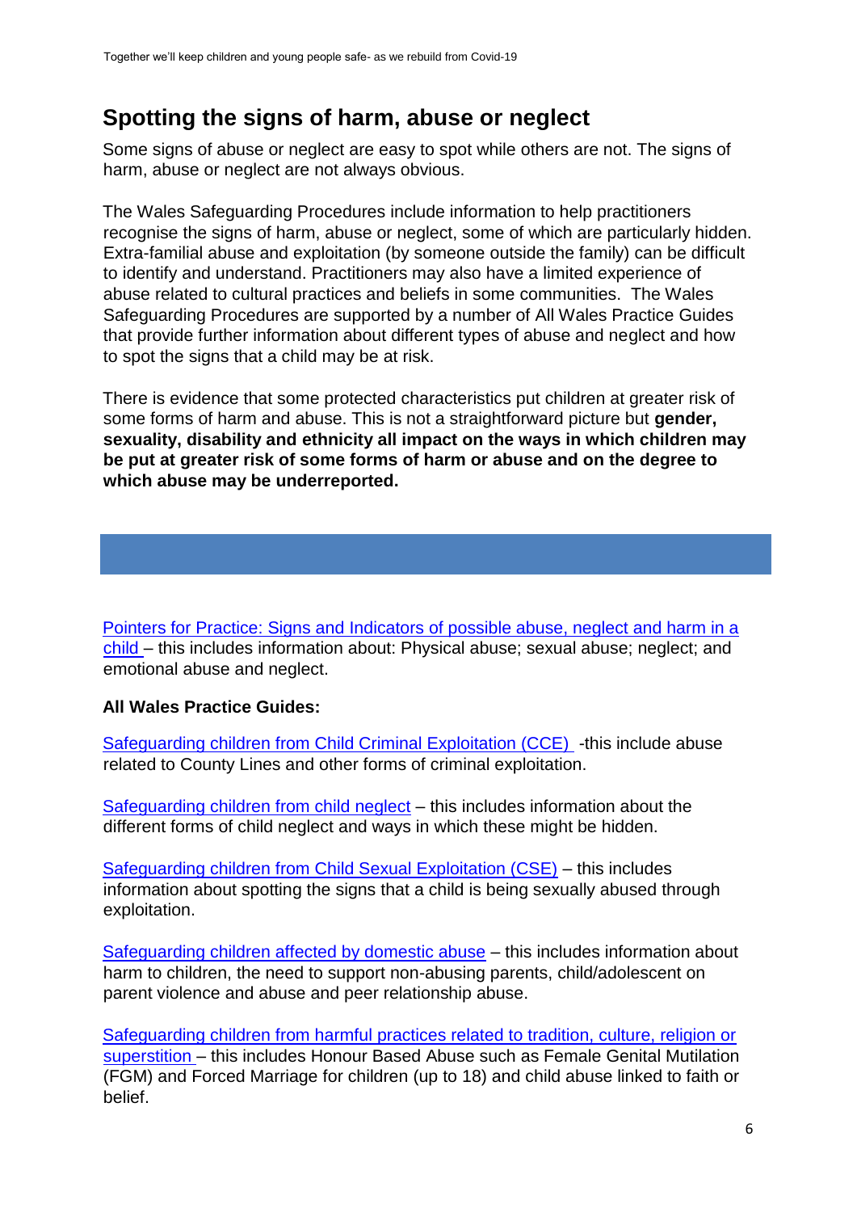## Spotting the signs of harm, abuse or neglect

Some signs of abuse or neglect are easy to spot while others are not. The signs of harm, abuse or neglect are not always obvious.

The Wales Safeguarding Procedures include information to help practitioners recognise the signs of harm, abuse or neglect, some of which are particularly hidden. Extra-familial abuse and exploitation (by someone outside the family) can be difficult to identify and understand. Practitioners may also have a limited experience of abuse related to cultural practices and beliefs in some communities. The Wales Safeguarding Procedures are supported by a number of All Wales Practice Guides that provide further information about different types of abuse and neglect and how to spot the signs that a child may be at risk.

There is evidence that some protected characteristics put children at greater risk of some forms of harm and abuse. This is not a straightforward picture but **gender, sexuality, disability and ethnicity all impact on the ways in which children may be put at greater risk of some forms of harm or abuse and on the degree to which abuse may be underreported.**

Pointers for Practice: Signs and Indicators of possible abuse, neglect and harm in a child – this includes information about: Physical abuse; sexual abuse; neglect; and emotional abuse and neglect.

**All Wales Practice Guides:**

Safeguarding children from Child Criminal Exploitation (CCE) -this include abuse related to County Lines and other forms of criminal exploitation.

Safeguarding children from child neglect – this includes information about the different forms of child neglect and ways in which these might be hidden.

Safeguarding children from Child Sexual Exploitation (CSE) – this includes information about spotting the signs that a child is being sexually abused through exploitation.

Safeguarding children affected by domestic abuse – this includes information about harm to children, the need to support non-abusing parents, child/adolescent on parent violence and abuse and peer relationship abuse.

Safeguarding children from harmful practices related to tradition, culture, religion or superstition – this includes Honour Based Abuse such as Female Genital Mutilation (FGM) and Forced Marriage for children (up to 18) and child abuse linked to faith or belief.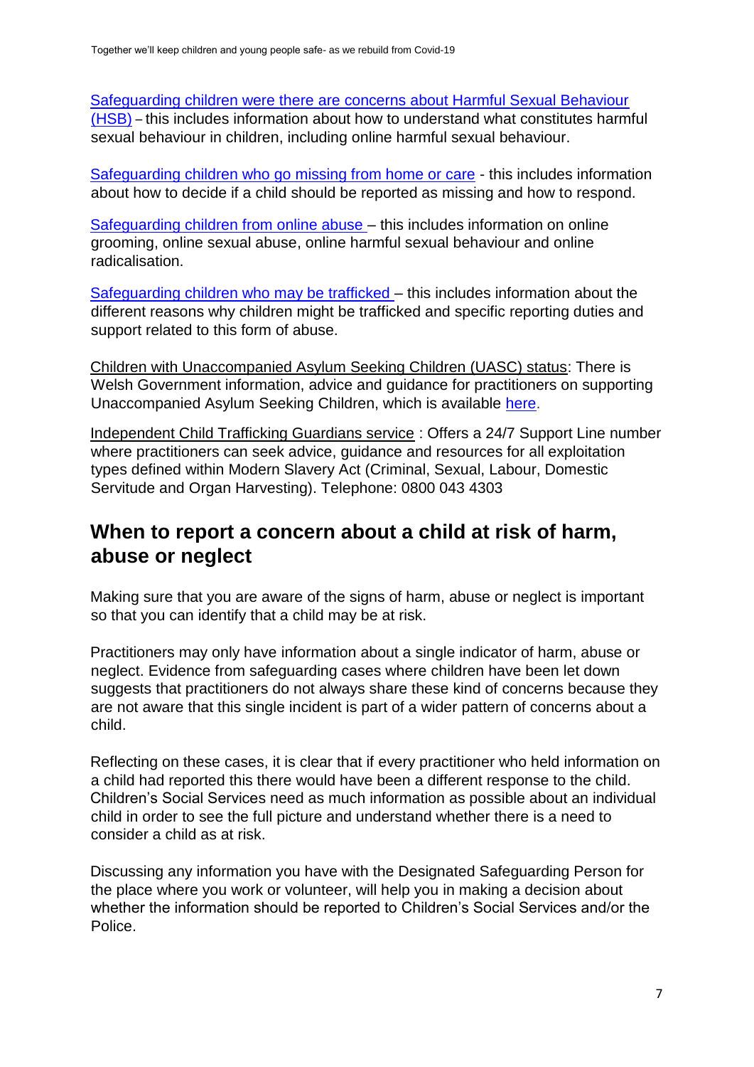Safeguarding children were there are concerns about Harmful Sexual Behaviour (HSB) – this includes information about how to understand what constitutes harmful sexual behaviour in children, including online harmful sexual behaviour.

Safeguarding children who go missing from home or care - this includes information about how to decide if a child should be reported as missing and how to respond.

Safeguarding children from online abuse – this includes information on online grooming, online sexual abuse, online harmful sexual behaviour and online radicalisation.

Safeguarding children who may be trafficked – this includes information about the different reasons why children might be trafficked and specific reporting duties and support related to this form of abuse.

Children with Unaccompanied Asylum Seeking Children (UASC) status: There is Welsh Government information, advice and guidance for practitioners on supporting Unaccompanied Asylum Seeking Children, which is available here.

Independent Child Trafficking Guardians service : Offers a 24/7 Support Line number where practitioners can seek advice, guidance and resources for all exploitation types defined within Modern Slavery Act (Criminal, Sexual, Labour, Domestic Servitude and Organ Harvesting). Telephone: 0800 043 4303

## When to report a concern about a child at risk of harm, abuse or neglect

Making sure that you are aware of the signs of harm, abuse or neglect is important so that you can identify that a child may be at risk.

Practitioners may only have information about a single indicator of harm, abuse or neglect. Evidence from safeguarding cases where children have been let down suggests that practitioners do not always share these kind of concerns because they are not aware that this single incident is part of a wider pattern of concerns about a child.

Reflecting on these cases, it is clear that if every practitioner who held information on a child had reported this there would have been a different response to the child. Children's Social Services need as much information as possible about an individual child in order to see the full picture and understand whether there is a need to consider a child as at risk.

Discussing any information you have with the Designated Safeguarding Person for the place where you work or volunteer, will help you in making a decision about whether the information should be reported to Children's Social Services and/or the Police.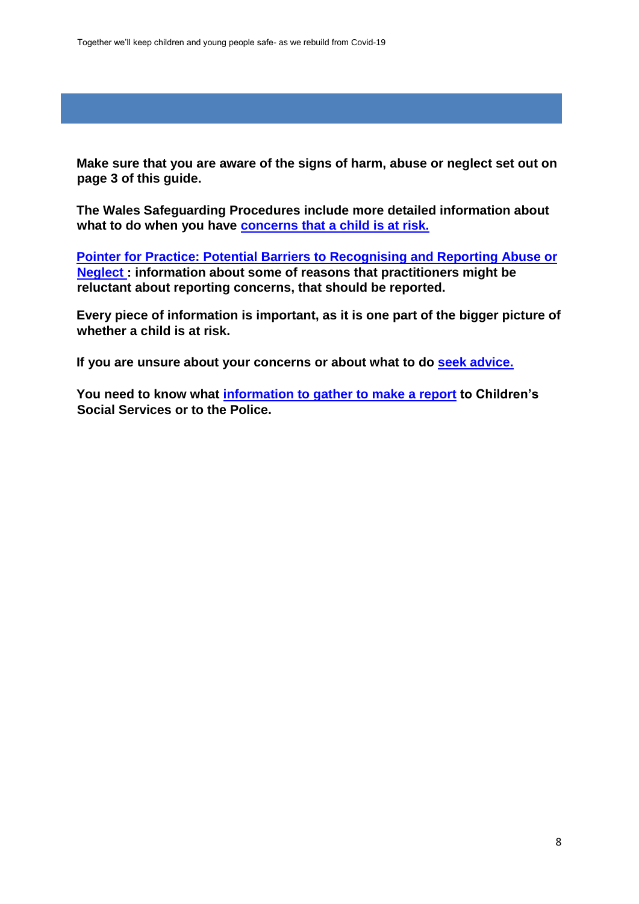**Make sure that you are aware of the signs of harm, abuse or neglect set out on page 3 of this guide.**

**The Wales Safeguarding Procedures include more detailed information about what to do when you have concerns that a child is at risk.**

**Pointer for Practice: Potential Barriers to Recognising and Reporting Abuse or Neglect : information about some of reasons that practitioners might be reluctant about reporting concerns, that should be reported.**

**Every piece of information is important, as it is one part of the bigger picture of whether a child is at risk.**

**If you are unsure about your concerns or about what to do seek advice.**

**You need to know what information to gather to make a report to Children's Social Services or to the Police.**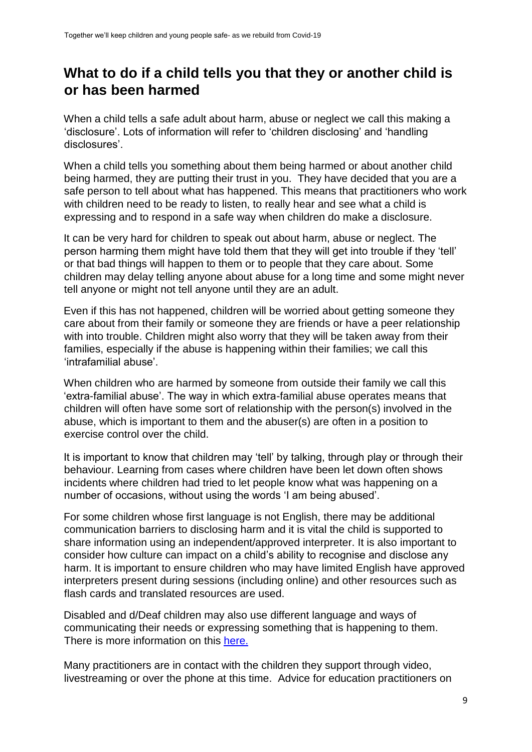## What to do if a child tells you that they or another child is or has been harmed

When a child tells a safe adult about harm, abuse or neglect we call this making a 'disclosure'. Lots of information will refer to 'children disclosing' and 'handling disclosures'.

When a child tells you something about them being harmed or about another child being harmed, they are putting their trust in you. They have decided that you are a safe person to tell about what has happened. This means that practitioners who work with children need to be ready to listen, to really hear and see what a child is expressing and to respond in a safe way when children do make a disclosure.

It can be very hard for children to speak out about harm, abuse or neglect. The person harming them might have told them that they will get into trouble if they 'tell' or that bad things will happen to them or to people that they care about. Some children may delay telling anyone about abuse for a long time and some might never tell anyone or might not tell anyone until they are an adult.

Even if this has not happened, children will be worried about getting someone they care about from their family or someone they are friends or have a peer relationship with into trouble. Children might also worry that they will be taken away from their families, especially if the abuse is happening within their families; we call this 'intrafamilial abuse'.

When children who are harmed by someone from outside their family we call this 'extra-familial abuse'. The way in which extra-familial abuse operates means that children will often have some sort of relationship with the person(s) involved in the abuse, which is important to them and the abuser(s) are often in a position to exercise control over the child.

It is important to know that children may 'tell' by talking, through play or through their behaviour. Learning from cases where children have been let down often shows incidents where children had tried to let people know what was happening on a number of occasions, without using the words 'I am being abused'.

For some children whose first language is not English, there may be additional communication barriers to disclosing harm and it is vital the child is supported to share information using an independent/approved interpreter. It is also important to consider how culture can impact on a child's ability to recognise and disclose any harm. It is important to ensure children who may have limited English have approved interpreters present during sessions (including online) and other resources such as flash cards and translated resources are used.

Disabled and d/Deaf children may also use different language and ways of communicating their needs or expressing something that is happening to them. There is more information on this here.

Many practitioners are in contact with the children they support through video, livestreaming or over the phone at this time. Advice for education practitioners on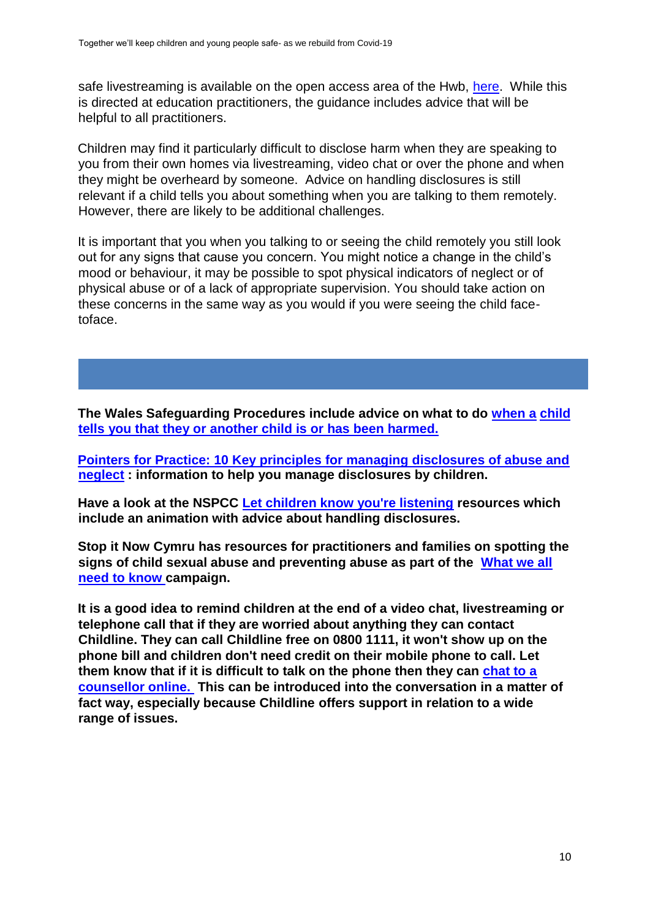safe livestreaming is available on the open access area of the Hwb, here. While this is directed at education practitioners, the guidance includes advice that will be helpful to all practitioners.

Children may find it particularly difficult to disclose harm when they are speaking to you from their own homes via livestreaming, video chat or over the phone and when they might be overheard by someone. Advice on handling disclosures is still relevant if a child tells you about something when you are talking to them remotely. However, there are likely to be additional challenges.

It is important that you when you talking to or seeing the child remotely you still look out for any signs that cause you concern. You might notice a change in the child's mood or behaviour, it may be possible to spot physical indicators of neglect or of physical abuse or of a lack of appropriate supervision. You should take action on these concerns in the same way as you would if you were seeing the child face-toface.

**The Wales Safeguarding Procedures include advice on what to do when a child tells you that they or another child is or has been harmed.**

**Pointers for Practice: 10 Key principles for managing disclosures of abuse and neglect : information to help you manage disclosures by children.**

**Have a look at the NSPCC Let children know you're listening resources which include an animation with advice about handling disclosures.**

**Stop it Now Cymru has resources for practitioners and families on spotting the signs of child sexual abuse and preventing abuse as part of the What we all need to know campaign.**

**It is a good idea to remind children at the end of a video chat, livestreaming or telephone call that if they are worried about anything they can contact Childline. They can call Childline free on 0800 1111, it won't show up on the phone bill and children don't need credit on their mobile phone to call. Let them know that if it is difficult to talk on the phone then they can chat to a counsellor online. This can be introduced into the conversation in a matter of fact way, especially because Childline offers support in relation to a wide range of issues.**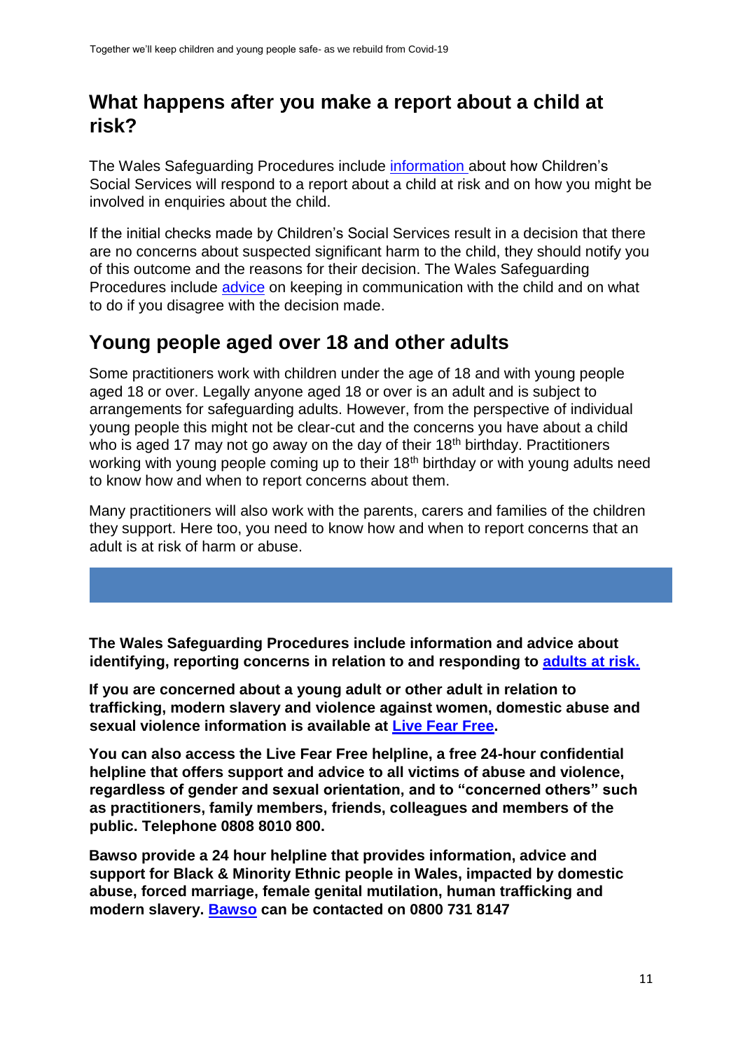## What happens after you make a report about a child at risk?

The Wales Safeguarding Procedures include information about how Children's Social Services will respond to a report about a child at risk and on how you might be involved in enquiries about the child.

If the initial checks made by Children's Social Services result in a decision that there are no concerns about suspected significant harm to the child, they should notify you of this outcome and the reasons for their decision. The Wales Safeguarding Procedures include advice on keeping in communication with the child and on what to do if you disagree with the decision made.

## Young people aged over 18 and other adults

Some practitioners work with children under the age of 18 and with young people aged 18 or over. Legally anyone aged 18 or over is an adult and is subject to arrangements for safeguarding adults. However, from the perspective of individual young people this might not be clear-cut and the concerns you have about a child who is aged 17 may not go away on the day of their 18th birthday. Practitioners working with young people coming up to their 18th birthday or with young adults need to know how and when to report concerns about them.

Many practitioners will also work with the parents, carers and families of the children they support. Here too, you need to know how and when to report concerns that an adult is at risk of harm or abuse.

**The Wales Safeguarding Procedures include information and advice about identifying, reporting concerns in relation to and responding to adults at risk.**

**If you are concerned about a young adult or other adult in relation to trafficking, modern slavery and violence against women, domestic abuse and sexual violence information is available at Live Fear Free.**

**You can also access the Live Fear Free helpline, a free 24-hour confidential helpline that offers support and advice to all victims of abuse and violence, regardless of gender and sexual orientation, and to "concerned others" such as practitioners, family members, friends, colleagues and members of the public. Telephone 0808 8010 800.**

**Bawso provide a 24 hour helpline that provides information, advice and support for Black & Minority Ethnic people in Wales, impacted by domestic abuse, forced marriage, female genital mutilation, human trafficking and modern slavery. Bawso can be contacted on 0800 731 8147**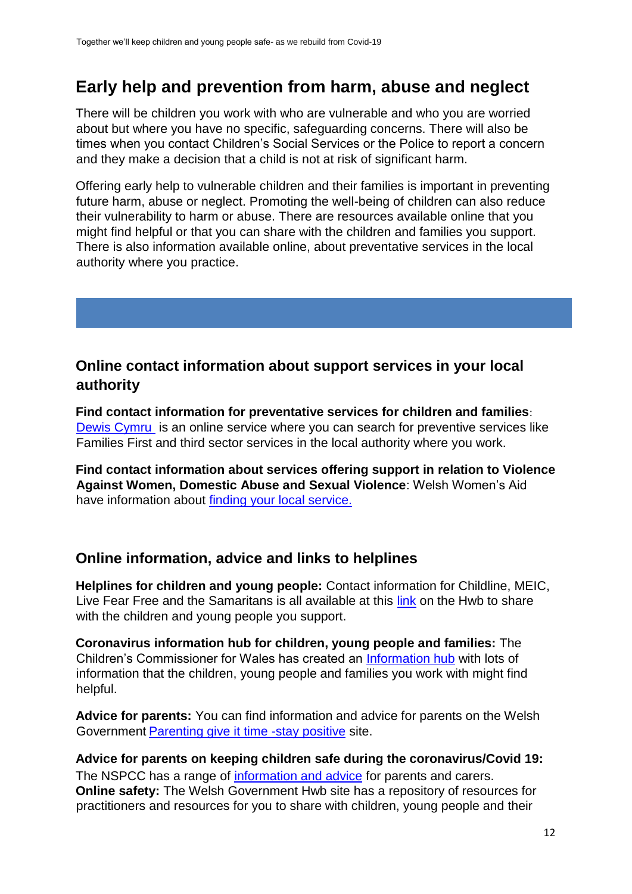## Early help and prevention from harm, abuse and neglect

There will be children you work with who are vulnerable and who you are worried about but where you have no specific, safeguarding concerns. There will also be times when you contact Children's Social Services or the Police to report a concern and they make a decision that a child is not at risk of significant harm.

Offering early help to vulnerable children and their families is important in preventing future harm, abuse or neglect. Promoting the well-being of children can also reduce their vulnerability to harm or abuse. There are resources available online that you might find helpful or that you can share with the children and families you support. There is also information available online, about preventative services in the local authority where you practice.

### Online contact information about support services in your local authority

**Find contact information for preventative services for children and families**: Dewis Cymru is an online service where you can search for preventive services like Families First and third sector services in the local authority where you work.

**Find contact information about services offering support in relation to Violence Against Women, Domestic Abuse and Sexual Violence**: Welsh Women's Aid have information about finding your local service.

### Online information, advice and links to helplines

**Helplines for children and young people:** Contact information for Childline, MEIC, Live Fear Free and the Samaritans is all available at this link on the Hwb to share with the children and young people you support.

**Coronavirus information hub for children, young people and families:** The Children's Commissioner for Wales has created an Information hub with lots of information that the children, young people and families you work with might find helpful.

**Advice for parents:** You can find information and advice for parents on the Welsh Government Parenting give it time -stay positive site.

**Advice for parents on keeping children safe during the coronavirus/Covid 19:** The NSPCC has a range of information and advice for parents and carers.
**Online safety:** The Welsh Government Hwb site has a repository of resources for practitioners and resources for you to share with children, young people and their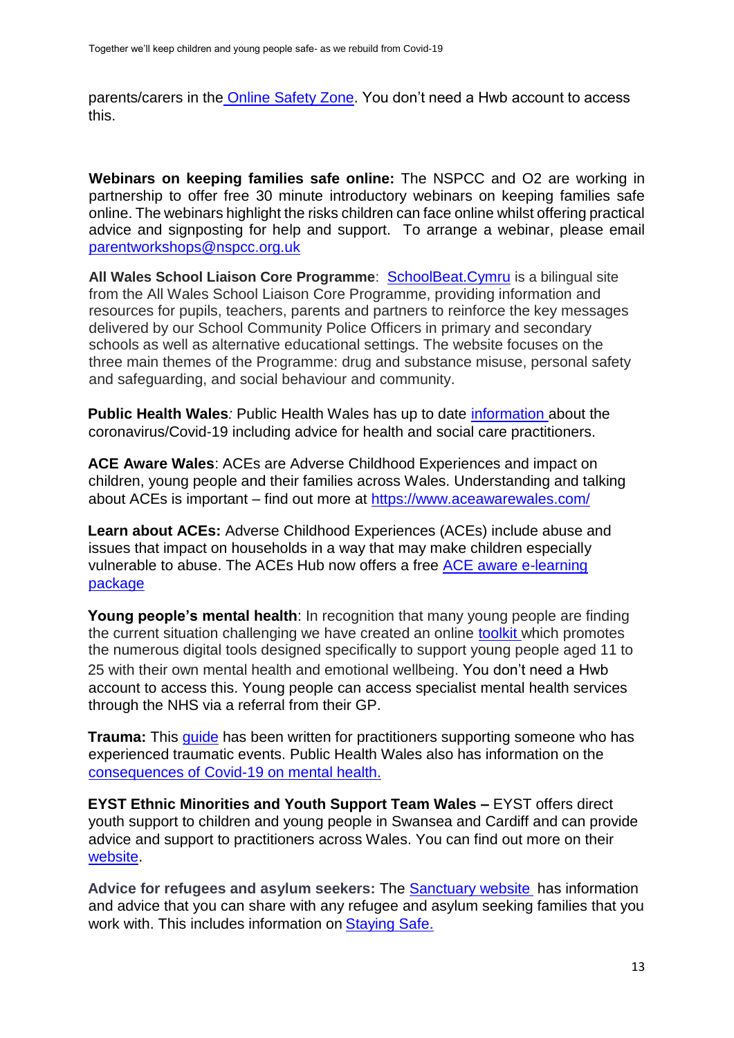parents/carers in the Online Safety Zone. You don't need a Hwb account to access this.

**Webinars on keeping families safe online:** The NSPCC and O2 are working in partnership to offer free 30 minute introductory webinars on keeping families safe online. The webinars highlight the risks children can face online whilst offering practical advice and signposting for help and support. To arrange a webinar, please email parentworkshops@nspcc.org.uk

**All Wales School Liaison Core Programme**: SchoolBeat.Cymru is a bilingual site from the All Wales School Liaison Core Programme, providing information and resources for pupils, teachers, parents and partners to reinforce the key messages delivered by our School Community Police Officers in primary and secondary schools as well as alternative educational settings. The website focuses on the three main themes of the Programme: drug and substance misuse, personal safety and safeguarding, and social behaviour and community.

**Public Health Wales***:* Public Health Wales has up to date information about the coronavirus/Covid-19 including advice for health and social care practitioners.

**ACE Aware Wales**: ACEs are Adverse Childhood Experiences and impact on children, young people and their families across Wales. Understanding and talking about ACEs is important – find out more at https://www.aceawarewales.com/

**Learn about ACEs:** Adverse Childhood Experiences (ACEs) include abuse and issues that impact on households in a way that may make children especially vulnerable to abuse. The ACEs Hub now offers a free ACE aware e-learning package

**Young people's mental health**: In recognition that many young people are finding the current situation challenging we have created an online toolkit which promotes the numerous digital tools designed specifically to support young people aged 11 to 25 with their own mental health and emotional wellbeing. You don't need a Hwb account to access this. Young people can access specialist mental health services through the NHS via a referral from their GP.

**Trauma:** This guide has been written for practitioners supporting someone who has experienced traumatic events. Public Health Wales also has information on the consequences of Covid-19 on mental health.

**EYST Ethnic Minorities and Youth Support Team Wales –** EYST offers direct youth support to children and young people in Swansea and Cardiff and can provide advice and support to practitioners across Wales. You can find out more on their website.

**Advice for refugees and asylum seekers:** The Sanctuary website has information and advice that you can share with any refugee and asylum seeking families that you work with. This includes information on Staying Safe.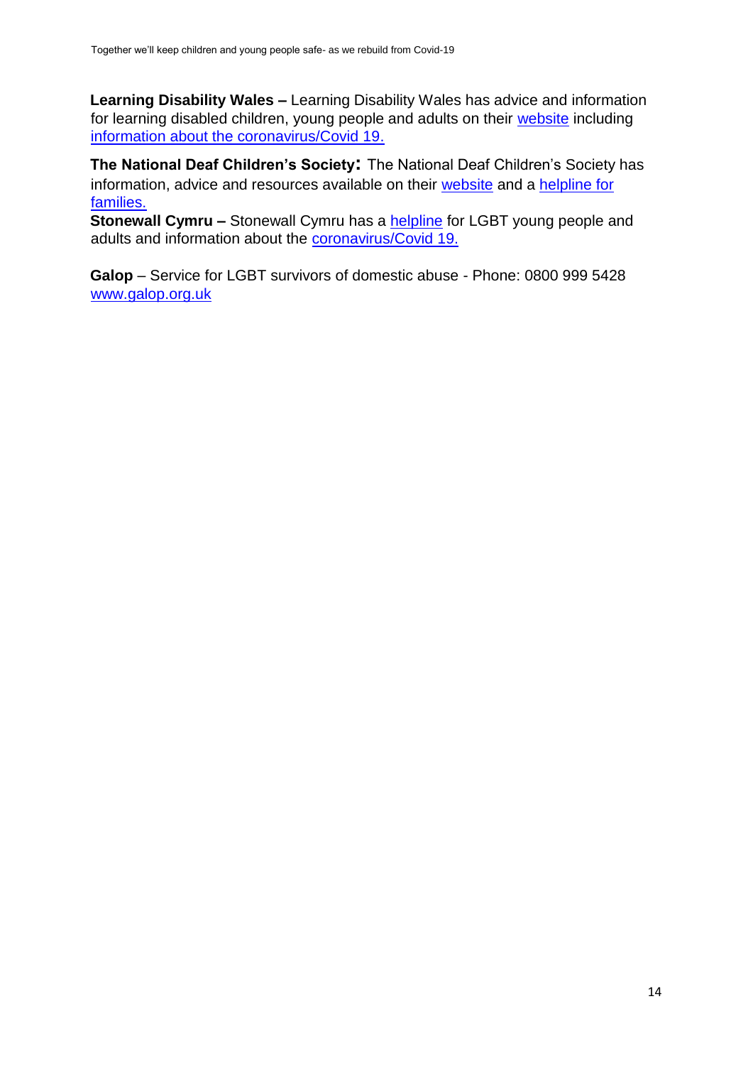**Learning Disability Wales –** Learning Disability Wales has advice and information for learning disabled children, young people and adults on their website including information about the coronavirus/Covid 19.

**The National Deaf Children's Society:** The National Deaf Children's Society has information, advice and resources available on their website and a helpline for families.

**Stonewall Cymru –** Stonewall Cymru has a helpline for LGBT young people and adults and information about the coronavirus/Covid 19.

**Galop** – Service for LGBT survivors of domestic abuse - Phone: 0800 999 5428 www.galop.org.uk